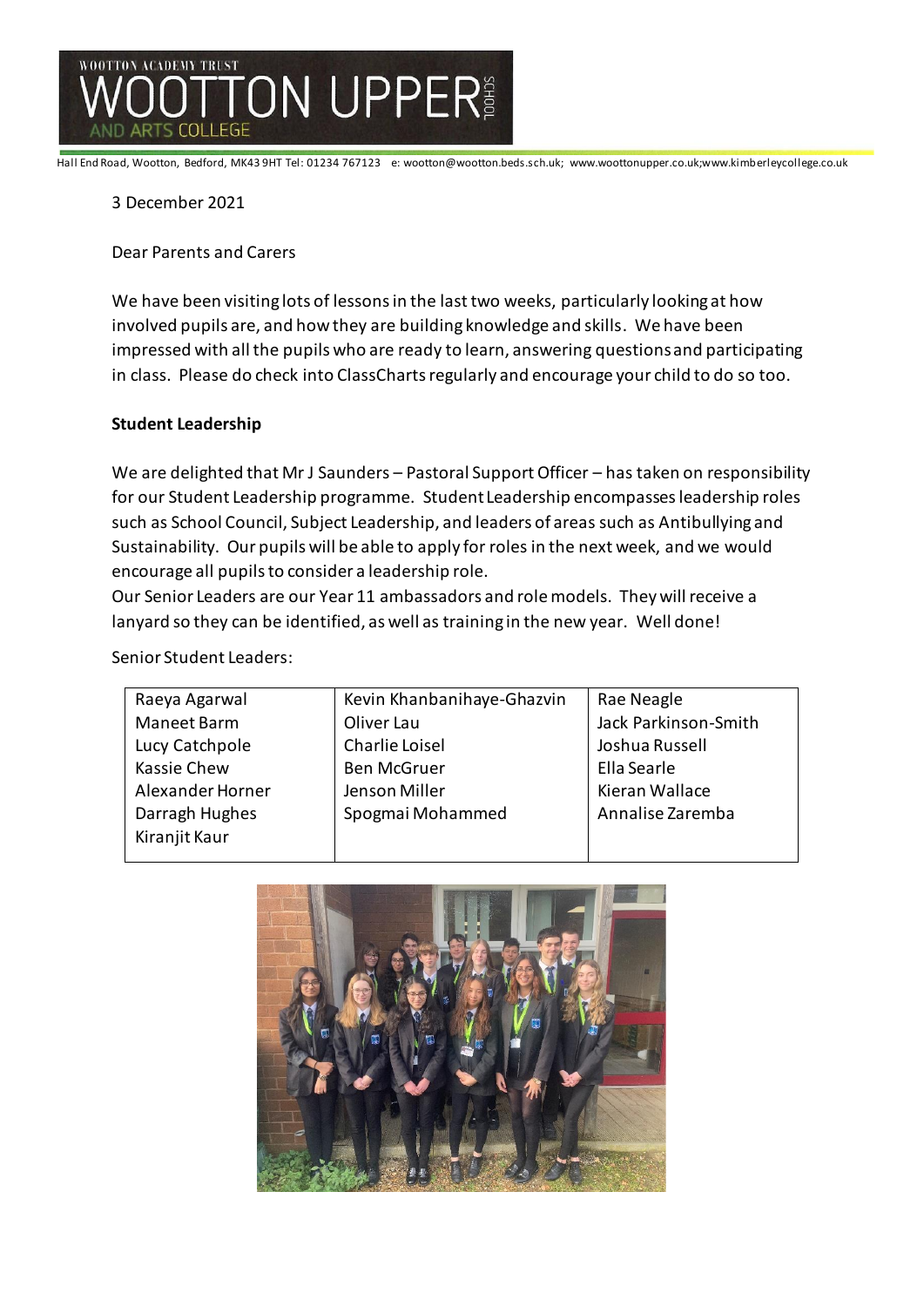# WOOTTON UPPER SCHOOL

WOOTTON ACADEMY TRUST

AND ARTS COLLEGE

Hall End Road, Wootton, Bedford, MK43 9HT Tel: 01234 767123 e: wootton@wootton.beds.sch.uk; www.woottonupper.co.uk;www.kimberleycollege.co.uk

3 December 2021

Dear Parents and Carers

We have been visiting lots of lessons in the last two weeks, particularly looking at how involved pupils are, and how they are building knowledge and skills. We have been impressed with all the pupils who are ready to learn, answering questions and participating in class. Please do check into ClassCharts regularly and encourage your child to do so too.

**Student Leadership**

We are delighted that Mr J Saunders – Pastoral Support Officer – has taken on responsibility for our Student Leadership programme. Student Leadership encompasses leadership roles such as School Council, Subject Leadership, and leaders of areas such as Antibullying and Sustainability. Our pupils will be able to apply for roles in the next week, and we would encourage all pupils to consider a leadership role.

Our Senior Leaders are our Year 11 ambassadors and role models. They will receive a lanyard so they can be identified, as well as training in the new year. Well done!

Senior Student Leaders:

| | | |
|---|---|---|
| Raeya Agarwal | Kevin Khanbanihaye-Ghazvin | Rae Neagle |
| Maneet Barm | Oliver Lau | Jack Parkinson-Smith |
| Lucy Catchpole | Charlie Loisel | Joshua Russell |
| Kassie Chew | Ben McGruer | Ella Searle |
| Alexander Horner | Jenson Miller | Kieran Wallace |
| Darragh Hughes | Spogmai Mohammed | Annalise Zaremba |
| Kiranjit Kaur | | |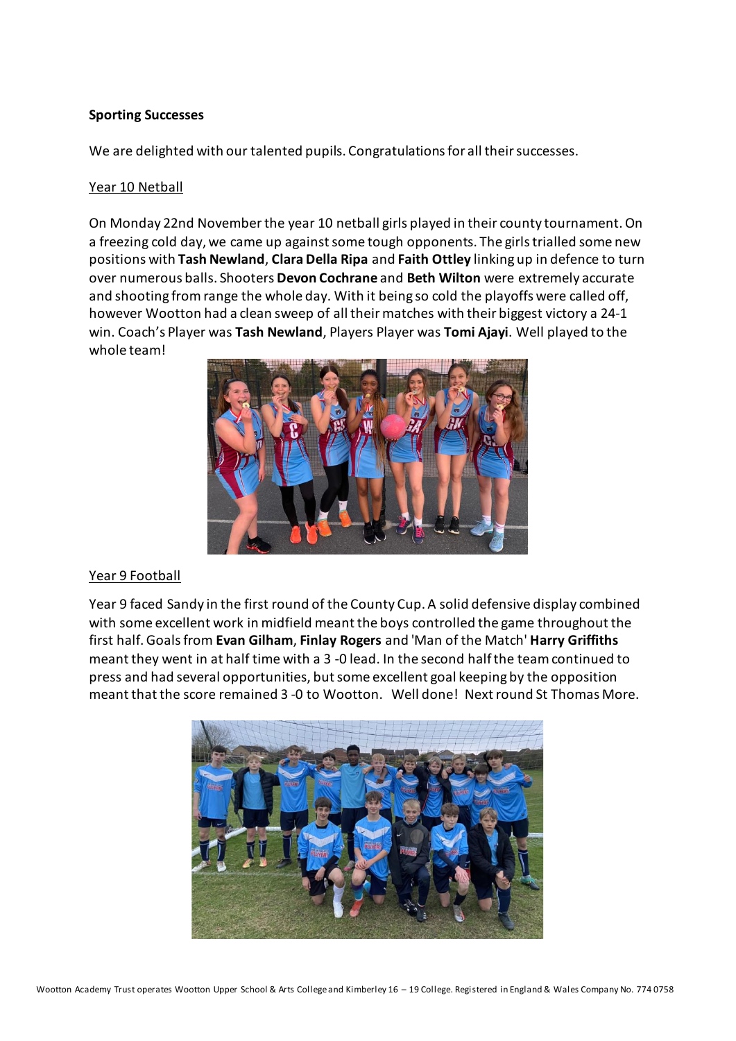**Sporting Successes**

We are delighted with our talented pupils. Congratulations for all their successes.

Year 10 Netball

On Monday 22nd November the year 10 netball girls played in their county tournament. On a freezing cold day, we came up against some tough opponents. The girls trialled some new positions with **Tash Newland**, **Clara Della Ripa** and **Faith Ottley** linking up in defence to turn over numerous balls. Shooters **Devon Cochrane** and **Beth Wilton** were extremely accurate and shooting from range the whole day. With it being so cold the playoffs were called off, however Wootton had a clean sweep of all their matches with their biggest victory a 24-1 win. Coach's Player was **Tash Newland**, Players Player was **Tomi Ajayi**. Well played to the whole team!

Year 9 Football

Year 9 faced Sandy in the first round of the County Cup. A solid defensive display combined with some excellent work in midfield meant the boys controlled the game throughout the first half. Goals from **Evan Gilham**, **Finlay Rogers** and 'Man of the Match' **Harry Griffiths** meant they went in at half time with a 3 -0 lead. In the second half the team continued to press and had several opportunities, but some excellent goal keeping by the opposition meant that the score remained 3 -0 to Wootton. Well done! Next round St Thomas More.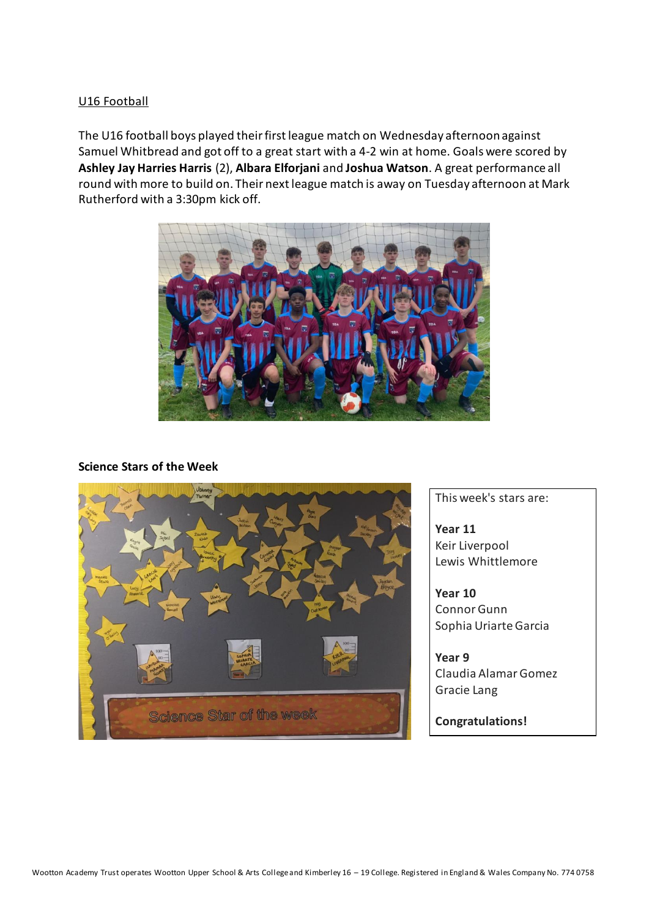<u>U16 Football</u>

The U16 football boys played their first league match on Wednesday afternoon against Samuel Whitbread and got off to a great start with a 4-2 win at home. Goals were scored by **Ashley Jay Harries Harris** (2), **Albara Elforjani** and **Joshua Watson**. A great performance all round with more to build on. Their next league match is away on Tuesday afternoon at Mark Rutherford with a 3:30pm kick off.

**Science Stars of the Week**

This week's stars are:

**Year 11**
Keir Liverpool
Lewis Whittlemore

**Year 10**
Connor Gunn
Sophia Uriarte Garcia

**Year 9**
Claudia Alamar Gomez
Gracie Lang

**Congratulations!**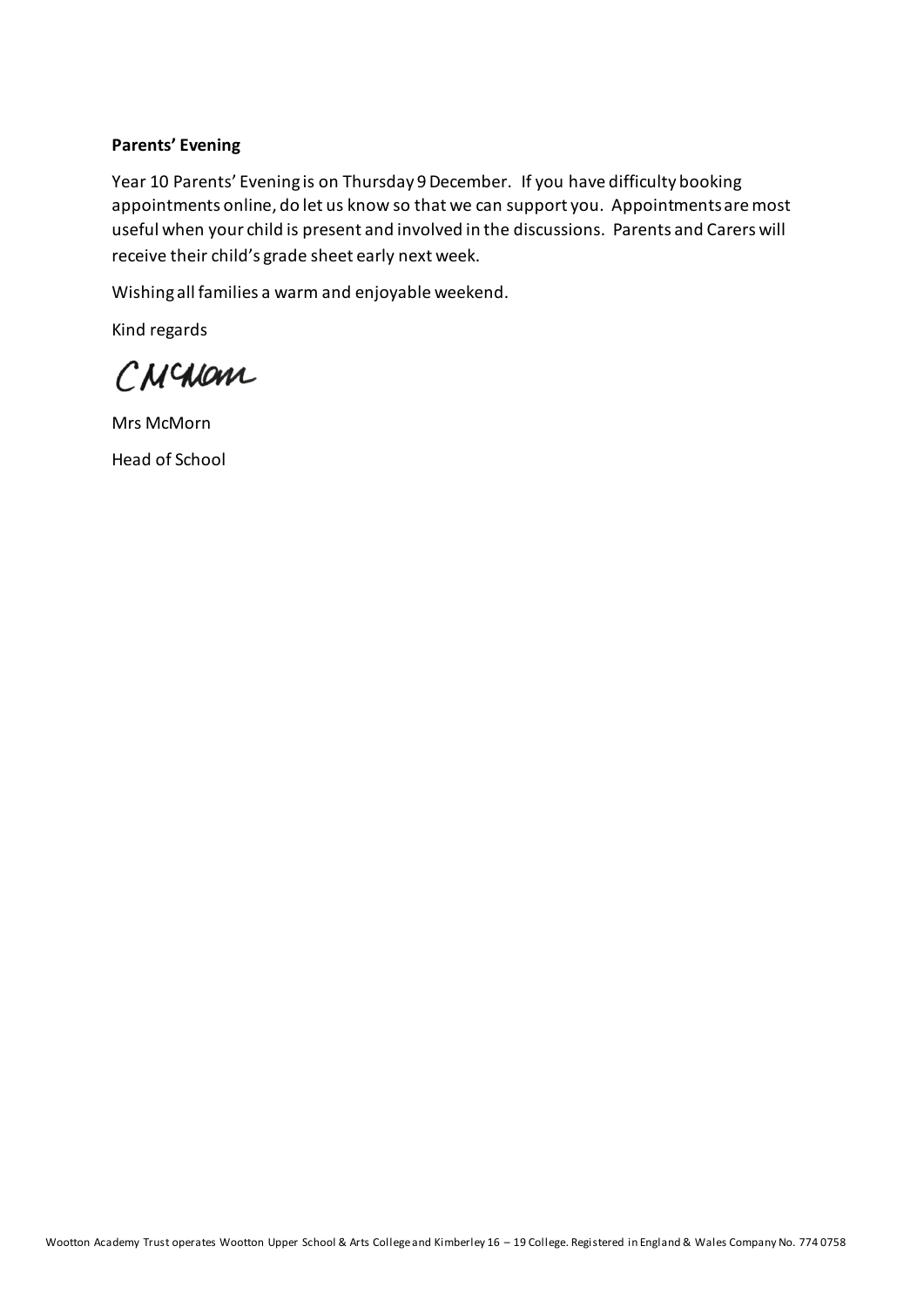**Parents' Evening**

Year 10 Parents' Evening is on Thursday 9 December. If you have difficulty booking appointments online, do let us know so that we can support you. Appointments are most useful when your child is present and involved in the discussions. Parents and Carers will receive their child's grade sheet early next week.

Wishing all families a warm and enjoyable weekend.

Kind regards

CMcMorn

Mrs McMorn

Head of School

Wootton Academy Trust operates Wootton Upper School & Arts College and Kimberley 16 – 19 College. Registered in England & Wales Company No. 774 0758